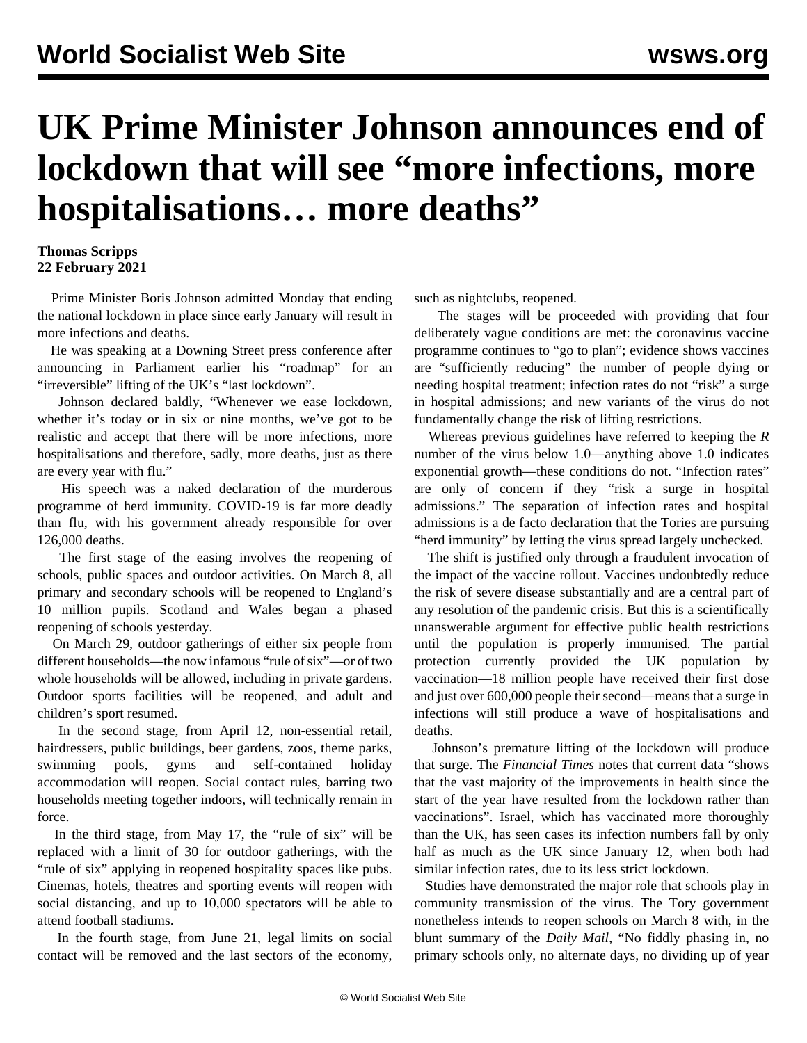// World Socialist Web Site — wsws.org

# UK Prime Minister Johnson announces end of lockdown that will see "more infections, more hospitalisations… more deaths"

**Thomas Scripps**
**22 February 2021**

Prime Minister Boris Johnson admitted Monday that ending the national lockdown in place since early January will result in more infections and deaths.

He was speaking at a Downing Street press conference after announcing in Parliament earlier his "roadmap" for an "irreversible" lifting of the UK's "last lockdown".

Johnson declared baldly, "Whenever we ease lockdown, whether it's today or in six or nine months, we've got to be realistic and accept that there will be more infections, more hospitalisations and therefore, sadly, more deaths, just as there are every year with flu."

His speech was a naked declaration of the murderous programme of herd immunity. COVID-19 is far more deadly than flu, with his government already responsible for over 126,000 deaths.

The first stage of the easing involves the reopening of schools, public spaces and outdoor activities. On March 8, all primary and secondary schools will be reopened to England's 10 million pupils. Scotland and Wales began a phased reopening of schools yesterday.

On March 29, outdoor gatherings of either six people from different households—the now infamous "rule of six"—or of two whole households will be allowed, including in private gardens. Outdoor sports facilities will be reopened, and adult and children's sport resumed.

In the second stage, from April 12, non-essential retail, hairdressers, public buildings, beer gardens, zoos, theme parks, swimming pools, gyms and self-contained holiday accommodation will reopen. Social contact rules, barring two households meeting together indoors, will technically remain in force.

In the third stage, from May 17, the "rule of six" will be replaced with a limit of 30 for outdoor gatherings, with the "rule of six" applying in reopened hospitality spaces like pubs. Cinemas, hotels, theatres and sporting events will reopen with social distancing, and up to 10,000 spectators will be able to attend football stadiums.

In the fourth stage, from June 21, legal limits on social contact will be removed and the last sectors of the economy, such as nightclubs, reopened.

The stages will be proceeded with providing that four deliberately vague conditions are met: the coronavirus vaccine programme continues to "go to plan"; evidence shows vaccines are "sufficiently reducing" the number of people dying or needing hospital treatment; infection rates do not "risk" a surge in hospital admissions; and new variants of the virus do not fundamentally change the risk of lifting restrictions.

Whereas previous guidelines have referred to keeping the *R* number of the virus below 1.0—anything above 1.0 indicates exponential growth—these conditions do not. "Infection rates" are only of concern if they "risk a surge in hospital admissions." The separation of infection rates and hospital admissions is a de facto declaration that the Tories are pursuing "herd immunity" by letting the virus spread largely unchecked.

The shift is justified only through a fraudulent invocation of the impact of the vaccine rollout. Vaccines undoubtedly reduce the risk of severe disease substantially and are a central part of any resolution of the pandemic crisis. But this is a scientifically unanswerable argument for effective public health restrictions until the population is properly immunised. The partial protection currently provided the UK population by vaccination—18 million people have received their first dose and just over 600,000 people their second—means that a surge in infections will still produce a wave of hospitalisations and deaths.

Johnson's premature lifting of the lockdown will produce that surge. The *Financial Times* notes that current data "shows that the vast majority of the improvements in health since the start of the year have resulted from the lockdown rather than vaccinations". Israel, which has vaccinated more thoroughly than the UK, has seen cases its infection numbers fall by only half as much as the UK since January 12, when both had similar infection rates, due to its less strict lockdown.

Studies have demonstrated the major role that schools play in community transmission of the virus. The Tory government nonetheless intends to reopen schools on March 8 with, in the blunt summary of the *Daily Mail*, "No fiddly phasing in, no primary schools only, no alternate days, no dividing up of year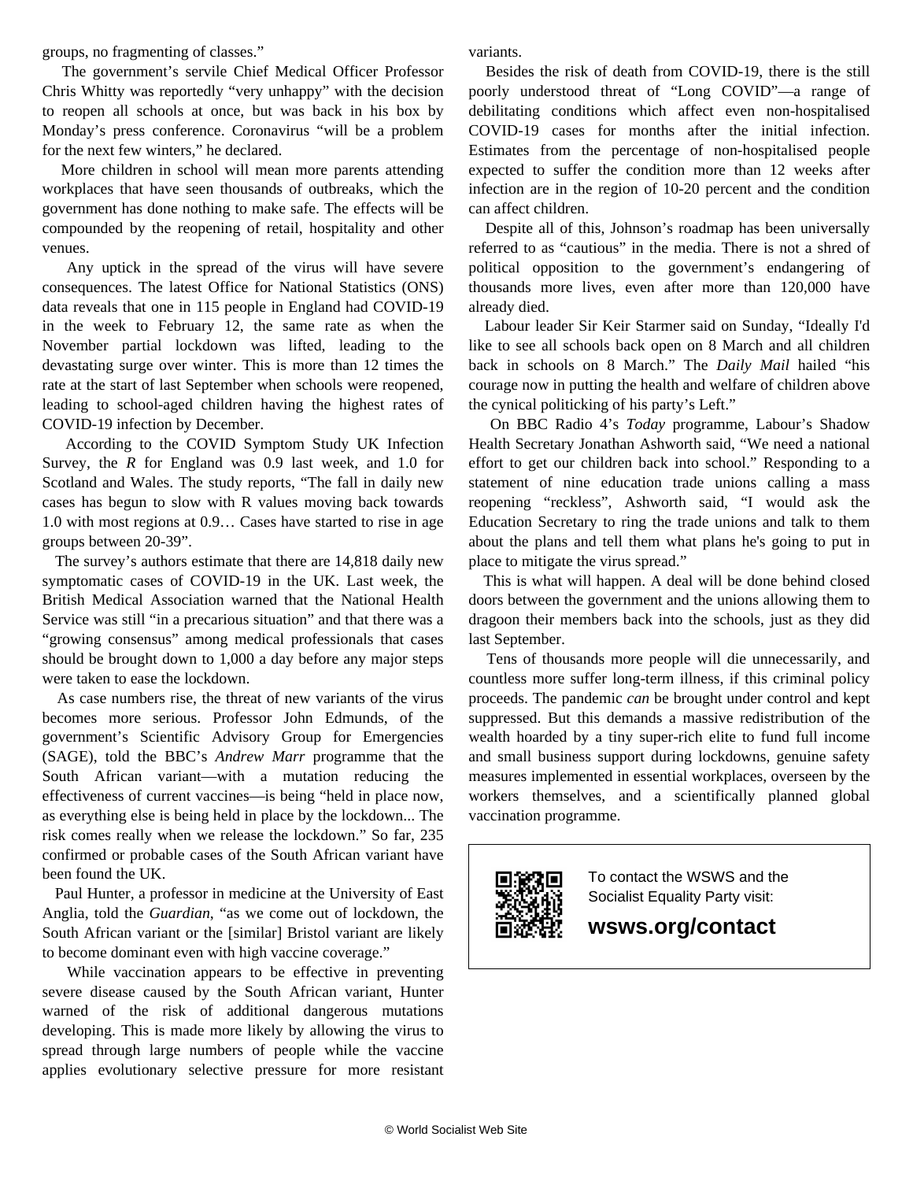groups, no fragmenting of classes."

The government's servile Chief Medical Officer Professor Chris Whitty was reportedly "very unhappy" with the decision to reopen all schools at once, but was back in his box by Monday's press conference. Coronavirus "will be a problem for the next few winters," he declared.

More children in school will mean more parents attending workplaces that have seen thousands of outbreaks, which the government has done nothing to make safe. The effects will be compounded by the reopening of retail, hospitality and other venues.

Any uptick in the spread of the virus will have severe consequences. The latest Office for National Statistics (ONS) data reveals that one in 115 people in England had COVID-19 in the week to February 12, the same rate as when the November partial lockdown was lifted, leading to the devastating surge over winter. This is more than 12 times the rate at the start of last September when schools were reopened, leading to school-aged children having the highest rates of COVID-19 infection by December.

According to the COVID Symptom Study UK Infection Survey, the *R* for England was 0.9 last week, and 1.0 for Scotland and Wales. The study reports, "The fall in daily new cases has begun to slow with R values moving back towards 1.0 with most regions at 0.9… Cases have started to rise in age groups between 20-39".

The survey's authors estimate that there are 14,818 daily new symptomatic cases of COVID-19 in the UK. Last week, the British Medical Association warned that the National Health Service was still "in a precarious situation" and that there was a "growing consensus" among medical professionals that cases should be brought down to 1,000 a day before any major steps were taken to ease the lockdown.

As case numbers rise, the threat of new variants of the virus becomes more serious. Professor John Edmunds, of the government's Scientific Advisory Group for Emergencies (SAGE), told the BBC's *Andrew Marr* programme that the South African variant—with a mutation reducing the effectiveness of current vaccines—is being "held in place now, as everything else is being held in place by the lockdown... The risk comes really when we release the lockdown." So far, 235 confirmed or probable cases of the South African variant have been found the UK.

Paul Hunter, a professor in medicine at the University of East Anglia, told the *Guardian*, "as we come out of lockdown, the South African variant or the [similar] Bristol variant are likely to become dominant even with high vaccine coverage."

While vaccination appears to be effective in preventing severe disease caused by the South African variant, Hunter warned of the risk of additional dangerous mutations developing. This is made more likely by allowing the virus to spread through large numbers of people while the vaccine applies evolutionary selective pressure for more resistant variants.

Besides the risk of death from COVID-19, there is the still poorly understood threat of "Long COVID"—a range of debilitating conditions which affect even non-hospitalised COVID-19 cases for months after the initial infection. Estimates from the percentage of non-hospitalised people expected to suffer the condition more than 12 weeks after infection are in the region of 10-20 percent and the condition can affect children.

Despite all of this, Johnson's roadmap has been universally referred to as "cautious" in the media. There is not a shred of political opposition to the government's endangering of thousands more lives, even after more than 120,000 have already died.

Labour leader Sir Keir Starmer said on Sunday, "Ideally I'd like to see all schools back open on 8 March and all children back in schools on 8 March." The *Daily Mail* hailed "his courage now in putting the health and welfare of children above the cynical politicking of his party's Left."

On BBC Radio 4's *Today* programme, Labour's Shadow Health Secretary Jonathan Ashworth said, "We need a national effort to get our children back into school." Responding to a statement of nine education trade unions calling a mass reopening "reckless", Ashworth said, "I would ask the Education Secretary to ring the trade unions and talk to them about the plans and tell them what plans he's going to put in place to mitigate the virus spread."

This is what will happen. A deal will be done behind closed doors between the government and the unions allowing them to dragoon their members back into the schools, just as they did last September.

Tens of thousands more people will die unnecessarily, and countless more suffer long-term illness, if this criminal policy proceeds. The pandemic *can* be brought under control and kept suppressed. But this demands a massive redistribution of the wealth hoarded by a tiny super-rich elite to fund full income and small business support during lockdowns, genuine safety measures implemented in essential workplaces, overseen by the workers themselves, and a scientifically planned global vaccination programme.

To contact the WSWS and the Socialist Equality Party visit:

**wsws.org/contact**